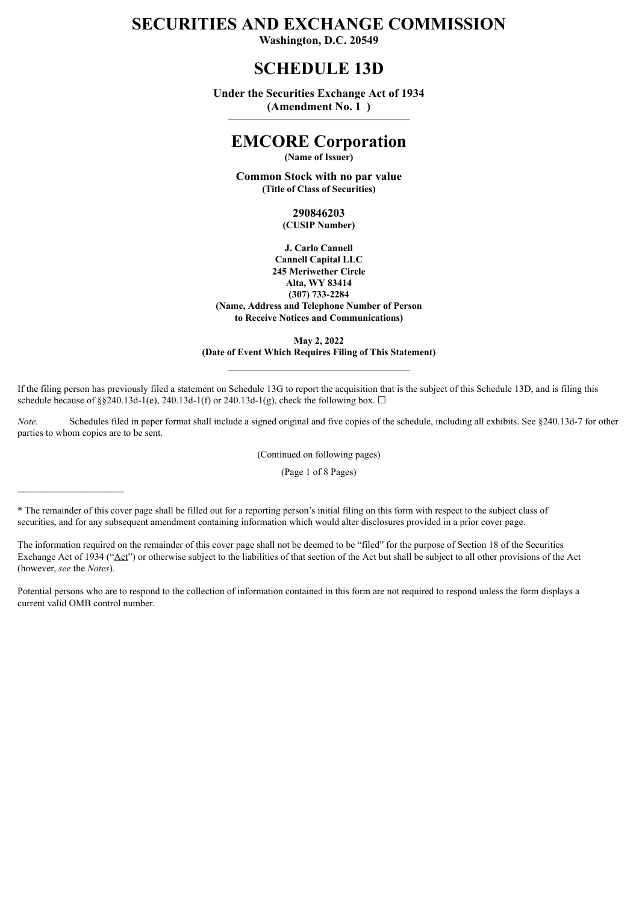# SECURITIES AND EXCHANGE COMMISSION

**Washington, D.C. 20549**

# SCHEDULE 13D

**Under the Securities Exchange Act of 1934**
**(Amendment No. 1 )**

# EMCORE Corporation

**(Name of Issuer)**

**Common Stock with no par value**
**(Title of Class of Securities)**

**290846203**
**(CUSIP Number)**

**J. Carlo Cannell**
**Cannell Capital LLC**
**245 Meriwether Circle**
**Alta, WY 83414**
**(307) 733-2284**
**(Name, Address and Telephone Number of Person to Receive Notices and Communications)**

**May 2, 2022**
**(Date of Event Which Requires Filing of This Statement)**

---

If the filing person has previously filed a statement on Schedule 13G to report the acquisition that is the subject of this Schedule 13D, and is filing this schedule because of §§240.13d-1(e), 240.13d-1(f) or 240.13d-1(g), check the following box. ☐

*Note.* Schedules filed in paper format shall include a signed original and five copies of the schedule, including all exhibits. See §240.13d-7 for other parties to whom copies are to be sent.

(Continued on following pages)

(Page 1 of 8 Pages)

---

* The remainder of this cover page shall be filled out for a reporting person's initial filing on this form with respect to the subject class of securities, and for any subsequent amendment containing information which would alter disclosures provided in a prior cover page.

The information required on the remainder of this cover page shall not be deemed to be "filed" for the purpose of Section 18 of the Securities Exchange Act of 1934 ("Act") or otherwise subject to the liabilities of that section of the Act but shall be subject to all other provisions of the Act (however, *see* the *Notes*).

Potential persons who are to respond to the collection of information contained in this form are not required to respond unless the form displays a current valid OMB control number.